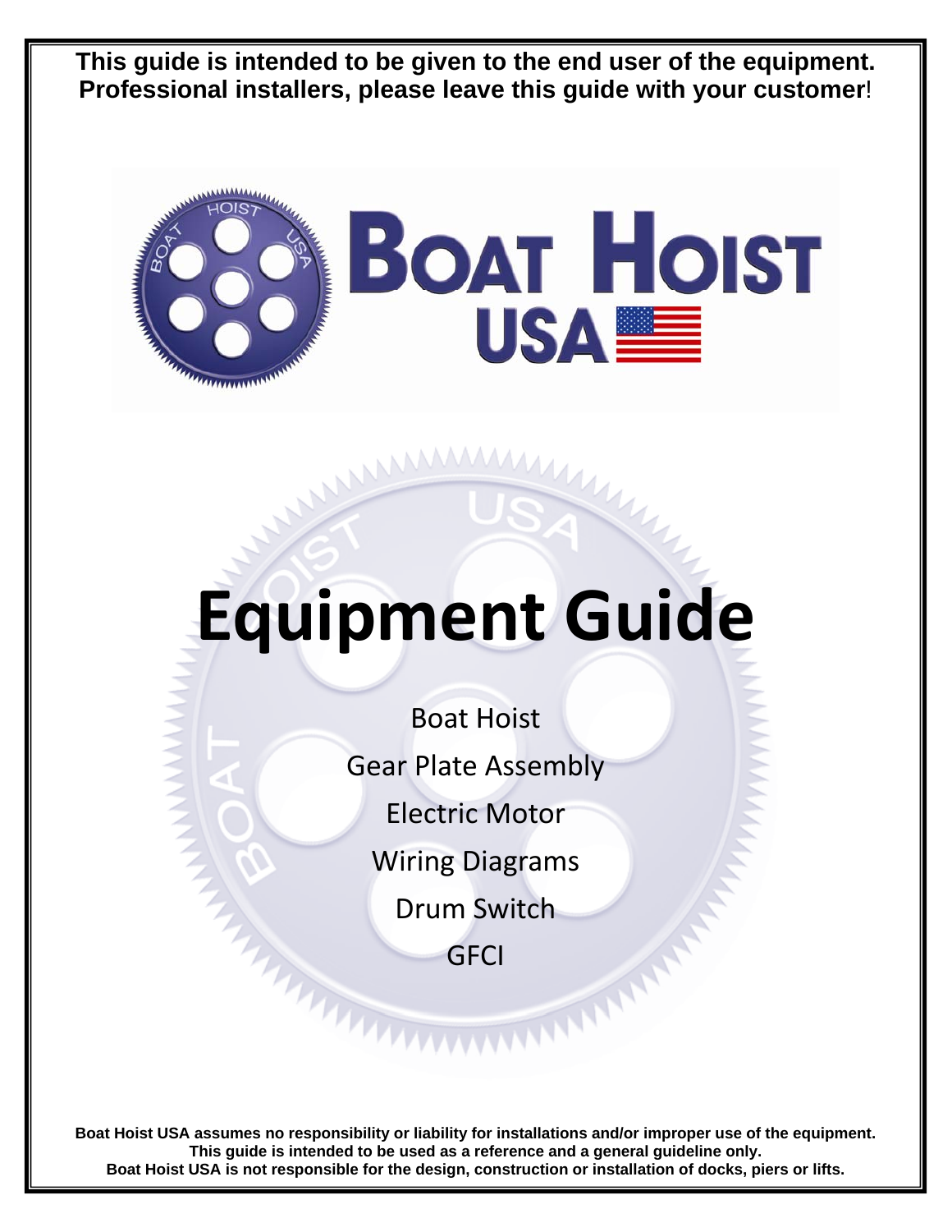**This guide is intended to be given to the end user of the equipment. Professional installers, please leave this guide with your customer!**

# Equipment Guide

Boat Hoist

Gear Plate Assembly

Electric Motor

Wiring Diagrams

Drum Switch

GFCI

**Boat Hoist USA assumes no responsibility or liability for installations and/or improper use of the equipment.**
**This guide is intended to be used as a reference and a general guideline only.**
**Boat Hoist USA is not responsible for the design, construction or installation of docks, piers or lifts.**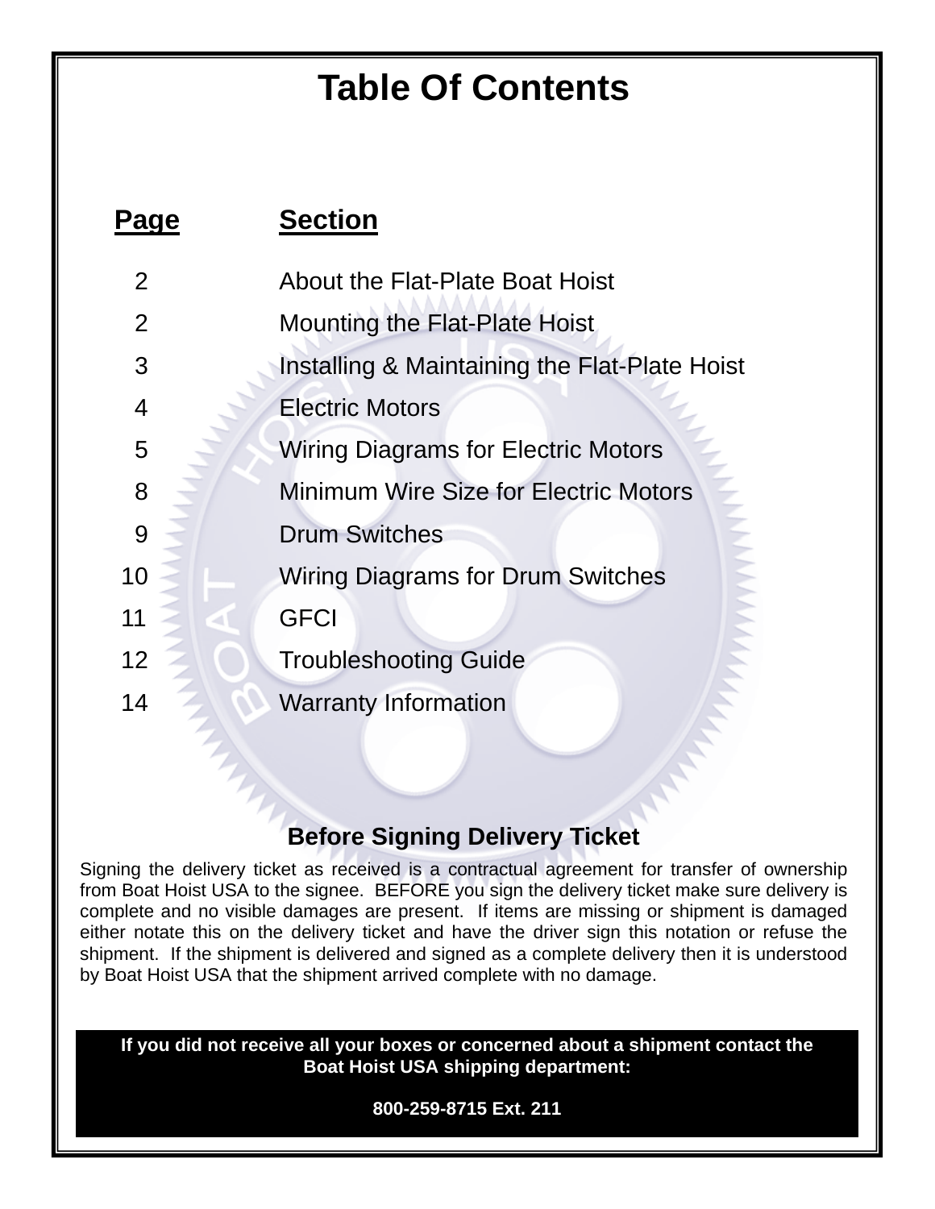# Table Of Contents

| Page | Section |
|---|---|
| 2 | About the Flat-Plate Boat Hoist |
| 2 | Mounting the Flat-Plate Hoist |
| 3 | Installing & Maintaining the Flat-Plate Hoist |
| 4 | Electric Motors |
| 5 | Wiring Diagrams for Electric Motors |
| 8 | Minimum Wire Size for Electric Motors |
| 9 | Drum Switches |
| 10 | Wiring Diagrams for Drum Switches |
| 11 | GFCI |
| 12 | Troubleshooting Guide |
| 14 | Warranty Information |

## Before Signing Delivery Ticket

Signing the delivery ticket as received is a contractual agreement for transfer of ownership from Boat Hoist USA to the signee. BEFORE you sign the delivery ticket make sure delivery is complete and no visible damages are present. If items are missing or shipment is damaged either notate this on the delivery ticket and have the driver sign this notation or refuse the shipment. If the shipment is delivered and signed as a complete delivery then it is understood by Boat Hoist USA that the shipment arrived complete with no damage.

**If you did not receive all your boxes or concerned about a shipment contact the Boat Hoist USA shipping department:**

**800-259-8715 Ext. 211**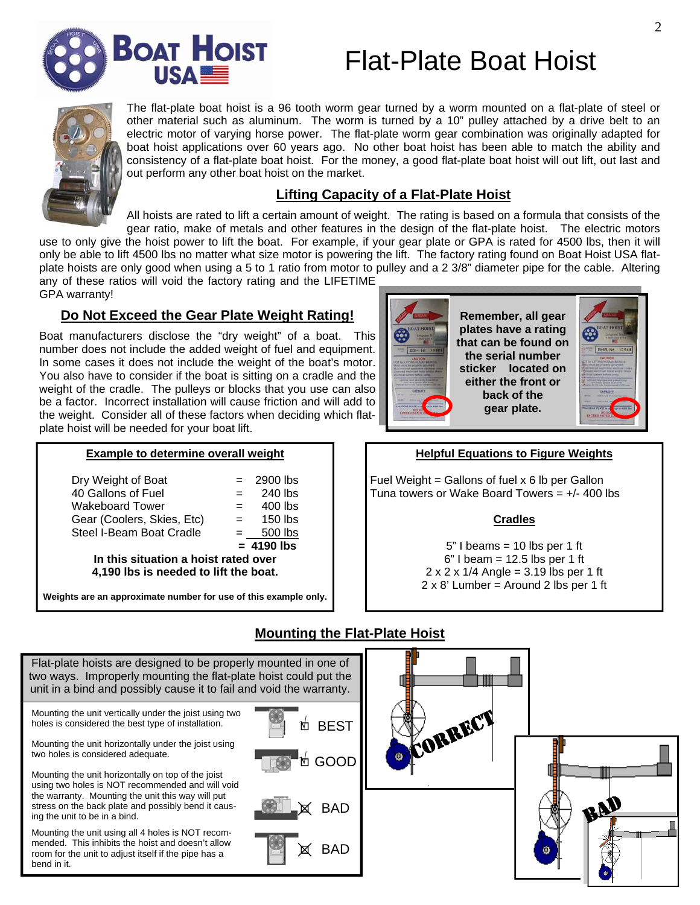# Flat-Plate Boat Hoist

The flat-plate boat hoist is a 96 tooth worm gear turned by a worm mounted on a flat-plate of steel or other material such as aluminum. The worm is turned by a 10" pulley attached by a drive belt to an electric motor of varying horse power. The flat-plate worm gear combination was originally adapted for boat hoist applications over 60 years ago. No other boat hoist has been able to match the ability and consistency of a flat-plate boat hoist. For the money, a good flat-plate boat hoist will out lift, out last and out perform any other boat hoist on the market.

## Lifting Capacity of a Flat-Plate Hoist

All hoists are rated to lift a certain amount of weight. The rating is based on a formula that consists of the gear ratio, make of metals and other features in the design of the flat-plate hoist. The electric motors use to only give the hoist power to lift the boat. For example, if your gear plate or GPA is rated for 4500 lbs, then it will only be able to lift 4500 lbs no matter what size motor is powering the lift. The factory rating found on Boat Hoist USA flat-plate hoists are only good when using a 5 to 1 ratio from motor to pulley and a 2 3/8" diameter pipe for the cable. Altering any of these ratios will void the factory rating and the LIFETIME GPA warranty!

## Do Not Exceed the Gear Plate Weight Rating!

Boat manufacturers disclose the "dry weight" of a boat. This number does not include the added weight of fuel and equipment. In some cases it does not include the weight of the boat's motor. You also have to consider if the boat is sitting on a cradle and the weight of the cradle. The pulleys or blocks that you use can also be a factor. Incorrect installation will cause friction and will add to the weight. Consider all of these factors when deciding which flat-plate hoist will be needed for your boat lift.

**Remember, all gear plates have a rating that can be found on the serial number sticker located on either the front or back of the gear plate.**

### Example to determine overall weight

| Item | | Weight |
|---|---|---|
| Dry Weight of Boat | = | 2900 lbs |
| 40 Gallons of Fuel | = | 240 lbs |
| Wakeboard Tower | = | 400 lbs |
| Gear (Coolers, Skies, Etc) | = | 150 lbs |
| Steel I-Beam Boat Cradle | = | 500 lbs |
| | **=** | **4190 lbs** |

**In this situation a hoist rated over 4,190 lbs is needed to lift the boat.**

**Weights are an approximate number for use of this example only.**

### Helpful Equations to Figure Weights

Fuel Weight = Gallons of fuel x 6 lb per Gallon
Tuna towers or Wake Board Towers = +/- 400 lbs

**Cradles**

5" I beams = 10 lbs per 1 ft
6" I beam = 12.5 lbs per 1 ft
2 x 2 x 1/4 Angle = 3.19 lbs per 1 ft
2 x 8' Lumber = Around 2 lbs per 1 ft

## Mounting the Flat-Plate Hoist

Flat-plate hoists are designed to be properly mounted in one of two ways. Improperly mounting the flat-plate hoist could put the unit in a bind and possibly cause it to fail and void the warranty.

| Description | Rating |
|---|---|
| Mounting the unit vertically under the joist using two holes is considered the best type of installation. | ☑ BEST |
| Mounting the unit horizontally under the joist using two holes is considered adequate. | ☑ GOOD |
| Mounting the unit horizontally on top of the joist using two holes is NOT recommended and will void the warranty. Mounting the unit this way will put stress on the back plate and possibly bend it causing the unit to be in a bind. | ☒ BAD |
| Mounting the unit using all 4 holes is NOT recommended. This inhibits the hoist and doesn't allow room for the unit to adjust itself if the pipe has a bend in it. | ☒ BAD |

CORRECT

BAD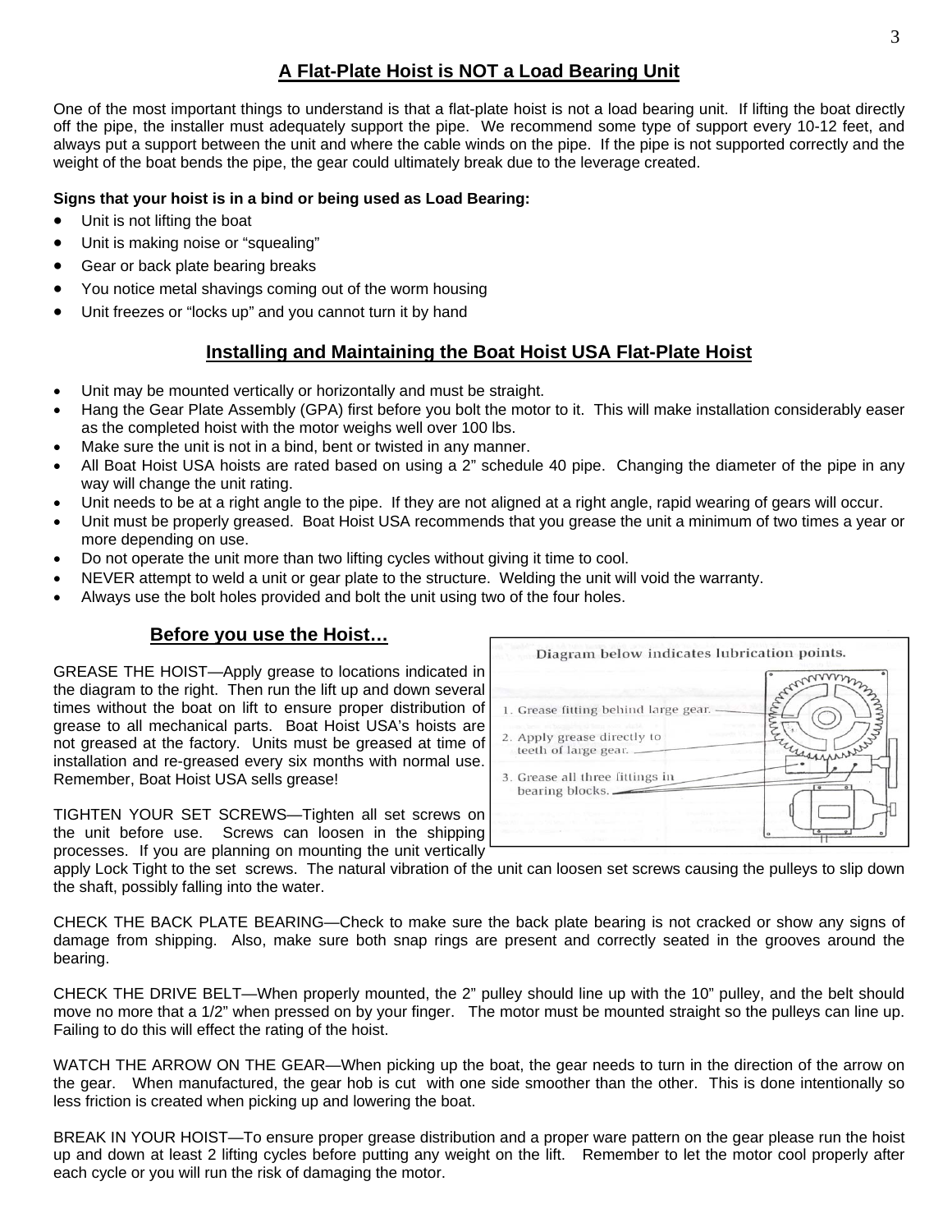## A Flat-Plate Hoist is NOT a Load Bearing Unit

One of the most important things to understand is that a flat-plate hoist is not a load bearing unit. If lifting the boat directly off the pipe, the installer must adequately support the pipe. We recommend some type of support every 10-12 feet, and always put a support between the unit and where the cable winds on the pipe. If the pipe is not supported correctly and the weight of the boat bends the pipe, the gear could ultimately break due to the leverage created.

**Signs that your hoist is in a bind or being used as Load Bearing:**

- Unit is not lifting the boat
- Unit is making noise or "squealing"
- Gear or back plate bearing breaks
- You notice metal shavings coming out of the worm housing
- Unit freezes or "locks up" and you cannot turn it by hand

## Installing and Maintaining the Boat Hoist USA Flat-Plate Hoist

- Unit may be mounted vertically or horizontally and must be straight.
- Hang the Gear Plate Assembly (GPA) first before you bolt the motor to it. This will make installation considerably easer as the completed hoist with the motor weighs well over 100 lbs.
- Make sure the unit is not in a bind, bent or twisted in any manner.
- All Boat Hoist USA hoists are rated based on using a 2" schedule 40 pipe. Changing the diameter of the pipe in any way will change the unit rating.
- Unit needs to be at a right angle to the pipe. If they are not aligned at a right angle, rapid wearing of gears will occur.
- Unit must be properly greased. Boat Hoist USA recommends that you grease the unit a minimum of two times a year or more depending on use.
- Do not operate the unit more than two lifting cycles without giving it time to cool.
- NEVER attempt to weld a unit or gear plate to the structure. Welding the unit will void the warranty.
- Always use the bolt holes provided and bolt the unit using two of the four holes.

### Before you use the Hoist…

Diagram below indicates lubrication points.

1. Grease fitting behind large gear.
2. Apply grease directly to teeth of large gear.
3. Grease all three fittings in bearing blocks.

GREASE THE HOIST—Apply grease to locations indicated in the diagram to the right. Then run the lift up and down several times without the boat on lift to ensure proper distribution of grease to all mechanical parts. Boat Hoist USA's hoists are not greased at the factory. Units must be greased at time of installation and re-greased every six months with normal use. Remember, Boat Hoist USA sells grease!

TIGHTEN YOUR SET SCREWS—Tighten all set screws on the unit before use. Screws can loosen in the shipping processes. If you are planning on mounting the unit vertically apply Lock Tight to the set screws. The natural vibration of the unit can loosen set screws causing the pulleys to slip down the shaft, possibly falling into the water.

CHECK THE BACK PLATE BEARING—Check to make sure the back plate bearing is not cracked or show any signs of damage from shipping. Also, make sure both snap rings are present and correctly seated in the grooves around the bearing.

CHECK THE DRIVE BELT—When properly mounted, the 2" pulley should line up with the 10" pulley, and the belt should move no more that a 1/2" when pressed on by your finger. The motor must be mounted straight so the pulleys can line up. Failing to do this will effect the rating of the hoist.

WATCH THE ARROW ON THE GEAR—When picking up the boat, the gear needs to turn in the direction of the arrow on the gear. When manufactured, the gear hob is cut with one side smoother than the other. This is done intentionally so less friction is created when picking up and lowering the boat.

BREAK IN YOUR HOIST—To ensure proper grease distribution and a proper ware pattern on the gear please run the hoist up and down at least 2 lifting cycles before putting any weight on the lift. Remember to let the motor cool properly after each cycle or you will run the risk of damaging the motor.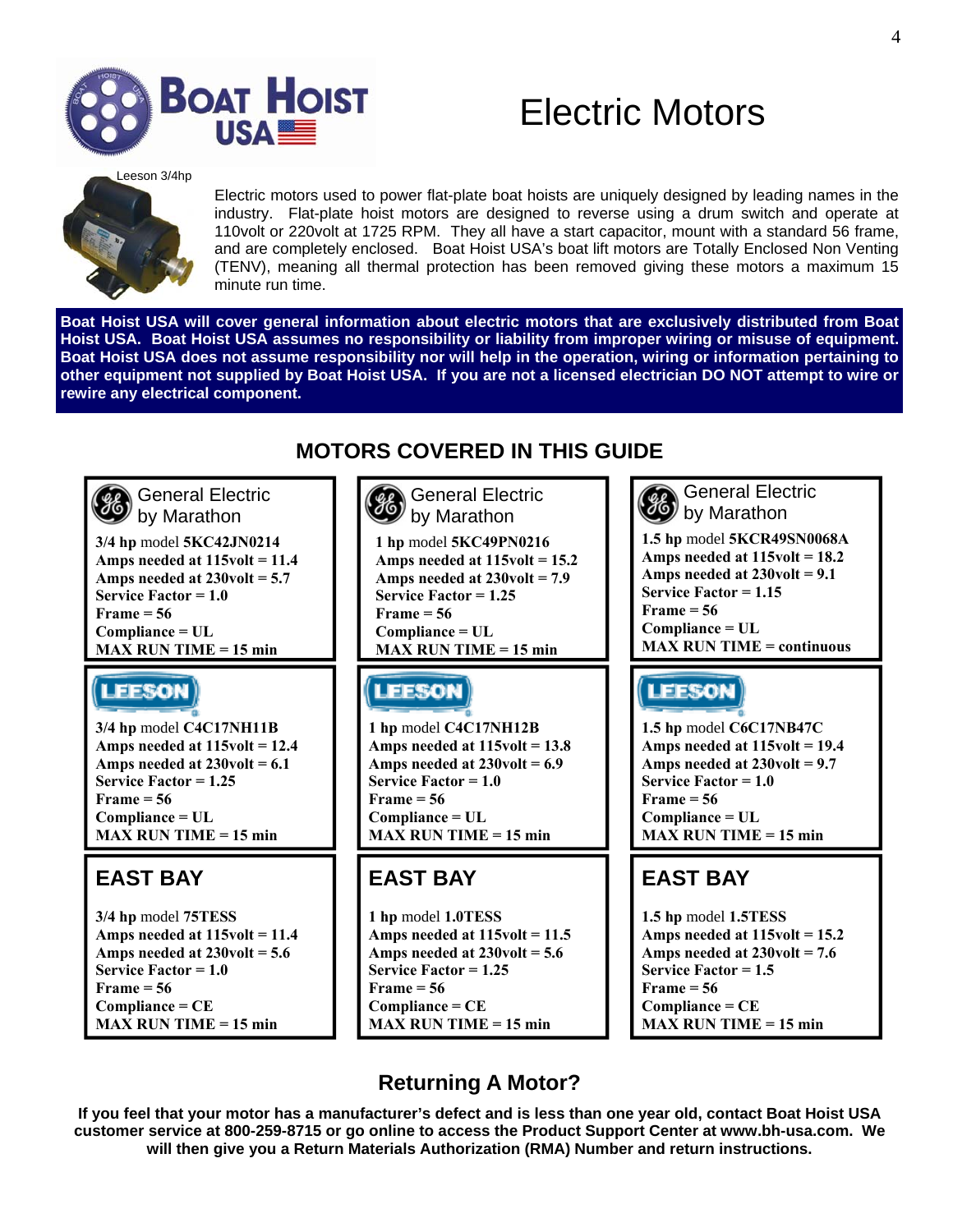# Electric Motors

Leeson 3/4hp

Electric motors used to power flat-plate boat hoists are uniquely designed by leading names in the industry. Flat-plate hoist motors are designed to reverse using a drum switch and operate at 110volt or 220volt at 1725 RPM. They all have a start capacitor, mount with a standard 56 frame, and are completely enclosed. Boat Hoist USA's boat lift motors are Totally Enclosed Non Venting (TENV), meaning all thermal protection has been removed giving these motors a maximum 15 minute run time.

**Boat Hoist USA will cover general information about electric motors that are exclusively distributed from Boat Hoist USA. Boat Hoist USA assumes no responsibility or liability from improper wiring or misuse of equipment. Boat Hoist USA does not assume responsibility nor will help in the operation, wiring or information pertaining to other equipment not supplied by Boat Hoist USA. If you are not a licensed electrician DO NOT attempt to wire or rewire any electrical component.**

## MOTORS COVERED IN THIS GUIDE

| General Electric by Marathon | General Electric by Marathon | General Electric by Marathon |
|---|---|---|
| **3/4 hp** model **5KC42JN0214** | **1 hp** model **5KC49PN0216** | **1.5 hp** model **5KCR49SN0068A** |
| **Amps needed at 115volt = 11.4** | **Amps needed at 115volt = 15.2** | **Amps needed at 115volt = 18.2** |
| **Amps needed at 230volt = 5.7** | **Amps needed at 230volt = 7.9** | **Amps needed at 230volt = 9.1** |
| **Service Factor = 1.0** | **Service Factor = 1.25** | **Service Factor = 1.15** |
| **Frame = 56** | **Frame = 56** | **Frame = 56** |
| **Compliance = UL** | **Compliance = UL** | **Compliance = UL** |
| **MAX RUN TIME = 15 min** | **MAX RUN TIME = 15 min** | **MAX RUN TIME = continuous** |

| LEESON | LEESON | LEESON |
|---|---|---|
| **3/4 hp** model **C4C17NH11B** | **1 hp** model **C4C17NH12B** | **1.5 hp** model **C6C17NB47C** |
| **Amps needed at 115volt = 12.4** | **Amps needed at 115volt = 13.8** | **Amps needed at 115volt = 19.4** |
| **Amps needed at 230volt = 6.1** | **Amps needed at 230volt = 6.9** | **Amps needed at 230volt = 9.7** |
| **Service Factor = 1.25** | **Service Factor = 1.0** | **Service Factor = 1.0** |
| **Frame = 56** | **Frame = 56** | **Frame = 56** |
| **Compliance = UL** | **Compliance = UL** | **Compliance = UL** |
| **MAX RUN TIME = 15 min** | **MAX RUN TIME = 15 min** | **MAX RUN TIME = 15 min** |

| EAST BAY | EAST BAY | EAST BAY |
|---|---|---|
| **3/4 hp** model **75TESS** | **1 hp** model **1.0TESS** | **1.5 hp** model **1.5TESS** |
| **Amps needed at 115volt = 11.4** | **Amps needed at 115volt = 11.5** | **Amps needed at 115volt = 15.2** |
| **Amps needed at 230volt = 5.6** | **Amps needed at 230volt = 5.6** | **Amps needed at 230volt = 7.6** |
| **Service Factor = 1.0** | **Service Factor = 1.25** | **Service Factor = 1.5** |
| **Frame = 56** | **Frame = 56** | **Frame = 56** |
| **Compliance = CE** | **Compliance = CE** | **Compliance = CE** |
| **MAX RUN TIME = 15 min** | **MAX RUN TIME = 15 min** | **MAX RUN TIME = 15 min** |

## Returning A Motor?

**If you feel that your motor has a manufacturer's defect and is less than one year old, contact Boat Hoist USA customer service at 800-259-8715 or go online to access the Product Support Center at www.bh-usa.com. We will then give you a Return Materials Authorization (RMA) Number and return instructions.**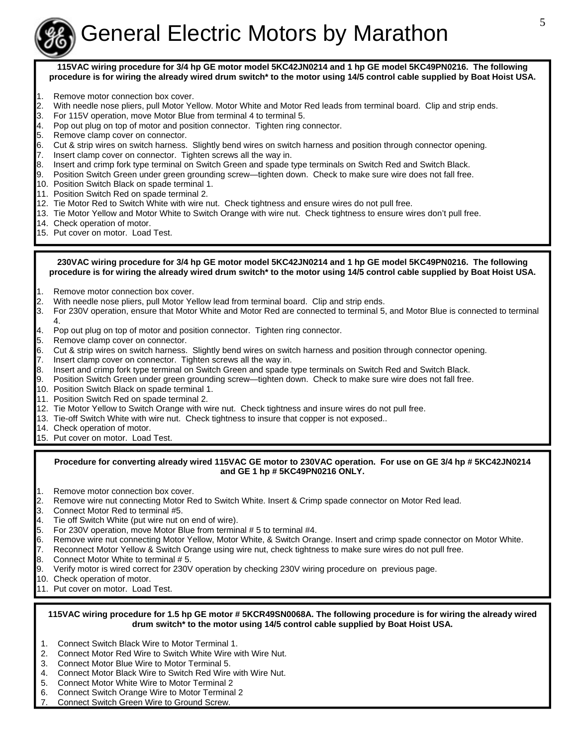# General Electric Motors by Marathon

**115VAC wiring procedure for 3/4 hp GE motor model 5KC42JN0214 and 1 hp GE model 5KC49PN0216. The following procedure is for wiring the already wired drum switch* to the motor using 14/5 control cable supplied by Boat Hoist USA.**

1. Remove motor connection box cover.
2. With needle nose pliers, pull Motor Yellow. Motor White and Motor Red leads from terminal board. Clip and strip ends.
3. For 115V operation, move Motor Blue from terminal 4 to terminal 5.
4. Pop out plug on top of motor and position connector. Tighten ring connector.
5. Remove clamp cover on connector.
6. Cut & strip wires on switch harness. Slightly bend wires on switch harness and position through connector opening.
7. Insert clamp cover on connector. Tighten screws all the way in.
8. Insert and crimp fork type terminal on Switch Green and spade type terminals on Switch Red and Switch Black.
9. Position Switch Green under green grounding screw—tighten down. Check to make sure wire does not fall free.
10. Position Switch Black on spade terminal 1.
11. Position Switch Red on spade terminal 2.
12. Tie Motor Red to Switch White with wire nut. Check tightness and ensure wires do not pull free.
13. Tie Motor Yellow and Motor White to Switch Orange with wire nut. Check tightness to ensure wires don't pull free.
14. Check operation of motor.
15. Put cover on motor. Load Test.

**230VAC wiring procedure for 3/4 hp GE motor model 5KC42JN0214 and 1 hp GE model 5KC49PN0216. The following procedure is for wiring the already wired drum switch* to the motor using 14/5 control cable supplied by Boat Hoist USA.**

1. Remove motor connection box cover.
2. With needle nose pliers, pull Motor Yellow lead from terminal board. Clip and strip ends.
3. For 230V operation, ensure that Motor White and Motor Red are connected to terminal 5, and Motor Blue is connected to terminal 4.
4. Pop out plug on top of motor and position connector. Tighten ring connector.
5. Remove clamp cover on connector.
6. Cut & strip wires on switch harness. Slightly bend wires on switch harness and position through connector opening.
7. Insert clamp cover on connector. Tighten screws all the way in.
8. Insert and crimp fork type terminal on Switch Green and spade type terminals on Switch Red and Switch Black.
9. Position Switch Green under green grounding screw—tighten down. Check to make sure wire does not fall free.
10. Position Switch Black on spade terminal 1.
11. Position Switch Red on spade terminal 2.
12. Tie Motor Yellow to Switch Orange with wire nut. Check tightness and insure wires do not pull free.
13. Tie-off Switch White with wire nut. Check tightness to insure that copper is not exposed..
14. Check operation of motor.
15. Put cover on motor. Load Test.

**Procedure for converting already wired 115VAC GE motor to 230VAC operation. For use on GE 3/4 hp # 5KC42JN0214 and GE 1 hp # 5KC49PN0216 ONLY.**

1. Remove motor connection box cover.
2. Remove wire nut connecting Motor Red to Switch White. Insert & Crimp spade connector on Motor Red lead.
3. Connect Motor Red to terminal #5.
4. Tie off Switch White (put wire nut on end of wire).
5. For 230V operation, move Motor Blue from terminal # 5 to terminal #4.
6. Remove wire nut connecting Motor Yellow, Motor White, & Switch Orange. Insert and crimp spade connector on Motor White.
7. Reconnect Motor Yellow & Switch Orange using wire nut, check tightness to make sure wires do not pull free.
8. Connect Motor White to terminal # 5.
9. Verify motor is wired correct for 230V operation by checking 230V wiring procedure on previous page.
10. Check operation of motor.
11. Put cover on motor. Load Test.

**115VAC wiring procedure for 1.5 hp GE motor # 5KCR49SN0068A. The following procedure is for wiring the already wired drum switch* to the motor using 14/5 control cable supplied by Boat Hoist USA.**

1. Connect Switch Black Wire to Motor Terminal 1.
2. Connect Motor Red Wire to Switch White Wire with Wire Nut.
3. Connect Motor Blue Wire to Motor Terminal 5.
4. Connect Motor Black Wire to Switch Red Wire with Wire Nut.
5. Connect Motor White Wire to Motor Terminal 2
6. Connect Switch Orange Wire to Motor Terminal 2
7. Connect Switch Green Wire to Ground Screw.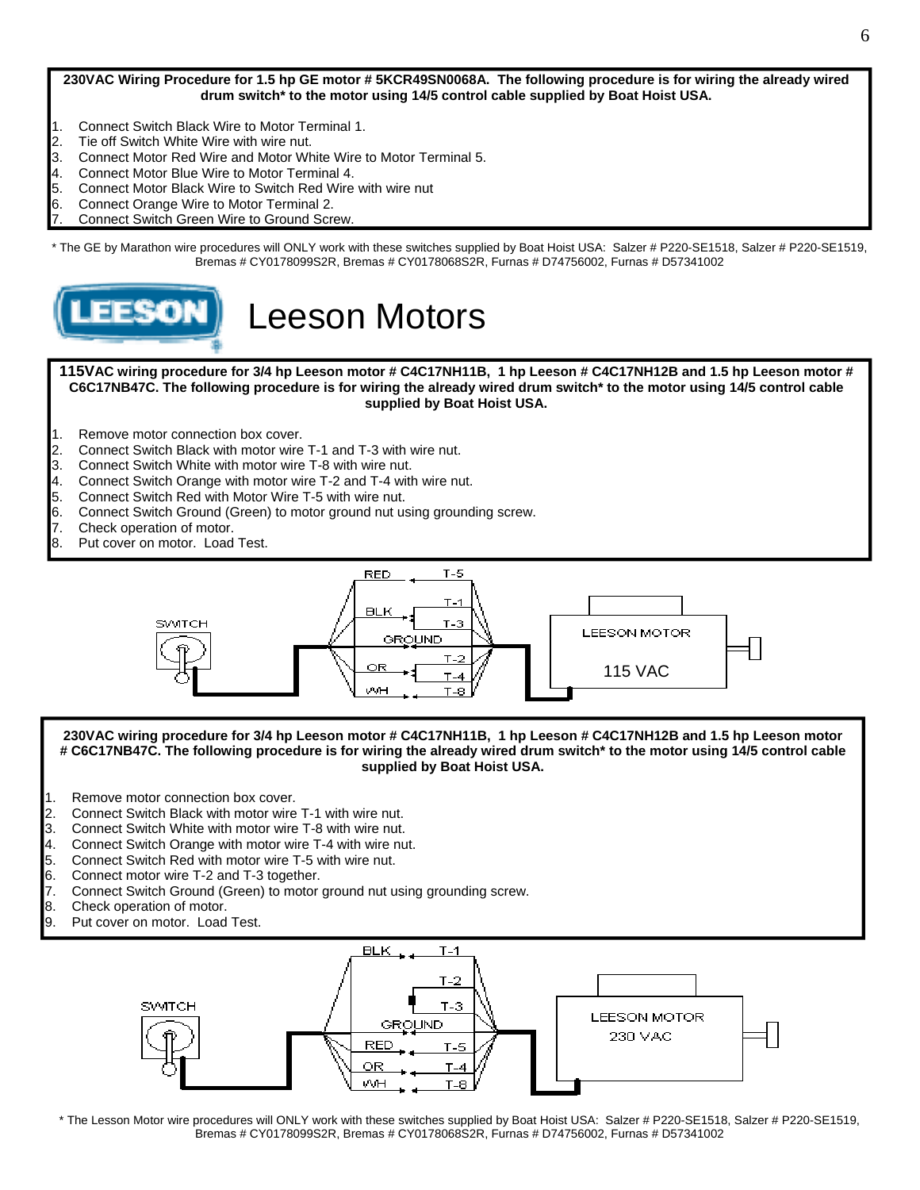**230VAC Wiring Procedure for 1.5 hp GE motor # 5KCR49SN0068A. The following procedure is for wiring the already wired drum switch* to the motor using 14/5 control cable supplied by Boat Hoist USA.**

1. Connect Switch Black Wire to Motor Terminal 1.
2. Tie off Switch White Wire with wire nut.
3. Connect Motor Red Wire and Motor White Wire to Motor Terminal 5.
4. Connect Motor Blue Wire to Motor Terminal 4.
5. Connect Motor Black Wire to Switch Red Wire with wire nut
6. Connect Orange Wire to Motor Terminal 2.
7. Connect Switch Green Wire to Ground Screw.

* The GE by Marathon wire procedures will ONLY work with these switches supplied by Boat Hoist USA: Salzer # P220-SE1518, Salzer # P220-SE1519, Bremas # CY0178099S2R, Bremas # CY0178068S2R, Furnas # D74756002, Furnas # D57341002

# Leeson Motors

**115VAC wiring procedure for 3/4 hp Leeson motor # C4C17NH11B, 1 hp Leeson # C4C17NH12B and 1.5 hp Leeson motor # C6C17NB47C. The following procedure is for wiring the already wired drum switch* to the motor using 14/5 control cable supplied by Boat Hoist USA.**

1. Remove motor connection box cover.
2. Connect Switch Black with motor wire T-1 and T-3 with wire nut.
3. Connect Switch White with motor wire T-8 with wire nut.
4. Connect Switch Orange with motor wire T-2 and T-4 with wire nut.
5. Connect Switch Red with Motor Wire T-5 with wire nut.
6. Connect Switch Ground (Green) to motor ground nut using grounding screw.
7. Check operation of motor.
8. Put cover on motor. Load Test.

SWITCH — RED: T-5; BLK: T-1, T-3; GROUND; OR: T-2, T-4; WH: T-8 — LEESON MOTOR 115 VAC

**230VAC wiring procedure for 3/4 hp Leeson motor # C4C17NH11B, 1 hp Leeson # C4C17NH12B and 1.5 hp Leeson motor # C6C17NB47C. The following procedure is for wiring the already wired drum switch* to the motor using 14/5 control cable supplied by Boat Hoist USA.**

1. Remove motor connection box cover.
2. Connect Switch Black with motor wire T-1 with wire nut.
3. Connect Switch White with motor wire T-8 with wire nut.
4. Connect Switch Orange with motor wire T-4 with wire nut.
5. Connect Switch Red with motor wire T-5 with wire nut.
6. Connect motor wire T-2 and T-3 together.
7. Connect Switch Ground (Green) to motor ground nut using grounding screw.
8. Check operation of motor.
9. Put cover on motor. Load Test.

SWITCH — BLK: T-1; T-2, T-3; GROUND; RED: T-5; OR: T-4; WH: T-8 — LEESON MOTOR 230 VAC

* The Lesson Motor wire procedures will ONLY work with these switches supplied by Boat Hoist USA: Salzer # P220-SE1518, Salzer # P220-SE1519, Bremas # CY0178099S2R, Bremas # CY0178068S2R, Furnas # D74756002, Furnas # D57341002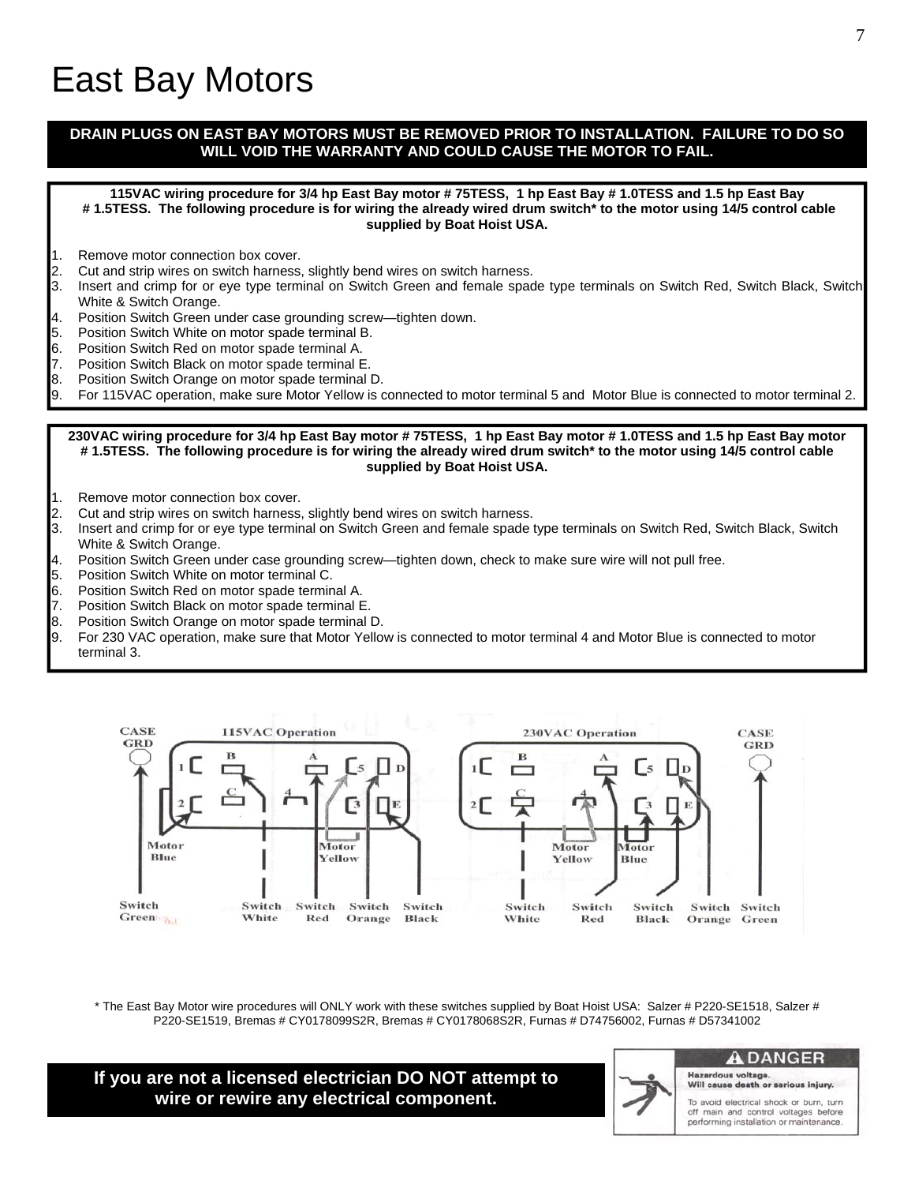# East Bay Motors

**DRAIN PLUGS ON EAST BAY MOTORS MUST BE REMOVED PRIOR TO INSTALLATION. FAILURE TO DO SO WILL VOID THE WARRANTY AND COULD CAUSE THE MOTOR TO FAIL.**

**115VAC wiring procedure for 3/4 hp East Bay motor # 75TESS, 1 hp East Bay # 1.0TESS and 1.5 hp East Bay # 1.5TESS. The following procedure is for wiring the already wired drum switch* to the motor using 14/5 control cable supplied by Boat Hoist USA.**

1. Remove motor connection box cover.
2. Cut and strip wires on switch harness, slightly bend wires on switch harness.
3. Insert and crimp for or eye type terminal on Switch Green and female spade type terminals on Switch Red, Switch Black, Switch White & Switch Orange.
4. Position Switch Green under case grounding screw—tighten down.
5. Position Switch White on motor spade terminal B.
6. Position Switch Red on motor spade terminal A.
7. Position Switch Black on motor spade terminal E.
8. Position Switch Orange on motor spade terminal D.
9. For 115VAC operation, make sure Motor Yellow is connected to motor terminal 5 and Motor Blue is connected to motor terminal 2.

**230VAC wiring procedure for 3/4 hp East Bay motor # 75TESS, 1 hp East Bay motor # 1.0TESS and 1.5 hp East Bay motor # 1.5TESS. The following procedure is for wiring the already wired drum switch* to the motor using 14/5 control cable supplied by Boat Hoist USA.**

1. Remove motor connection box cover.
2. Cut and strip wires on switch harness, slightly bend wires on switch harness.
3. Insert and crimp for or eye type terminal on Switch Green and female spade type terminals on Switch Red, Switch Black, Switch White & Switch Orange.
4. Position Switch Green under case grounding screw—tighten down, check to make sure wire will not pull free.
5. Position Switch White on motor terminal C.
6. Position Switch Red on motor spade terminal A.
7. Position Switch Black on motor spade terminal E.
8. Position Switch Orange on motor spade terminal D.
9. For 230 VAC operation, make sure that Motor Yellow is connected to motor terminal 4 and Motor Blue is connected to motor terminal 3.

CASE GRD — 115VAC Operation — Motor Blue — Motor Yellow — Switch Green — Switch White — Switch Red — Switch Orange — Switch Black

230VAC Operation — CASE GRD — Motor Yellow — Motor Blue — Switch White — Switch Red — Switch Black — Switch Orange — Switch Green

\* The East Bay Motor wire procedures will ONLY work with these switches supplied by Boat Hoist USA: Salzer # P220-SE1518, Salzer # P220-SE1519, Bremas # CY0178099S2R, Bremas # CY0178068S2R, Furnas # D74756002, Furnas # D57341002

**If you are not a licensed electrician DO NOT attempt to wire or rewire any electrical component.**

**⚠ DANGER**

**Hazardous voltage. Will cause death or serious injury.**

To avoid electrical shock or burn, turn off main and control voltages before performing installation or maintenance.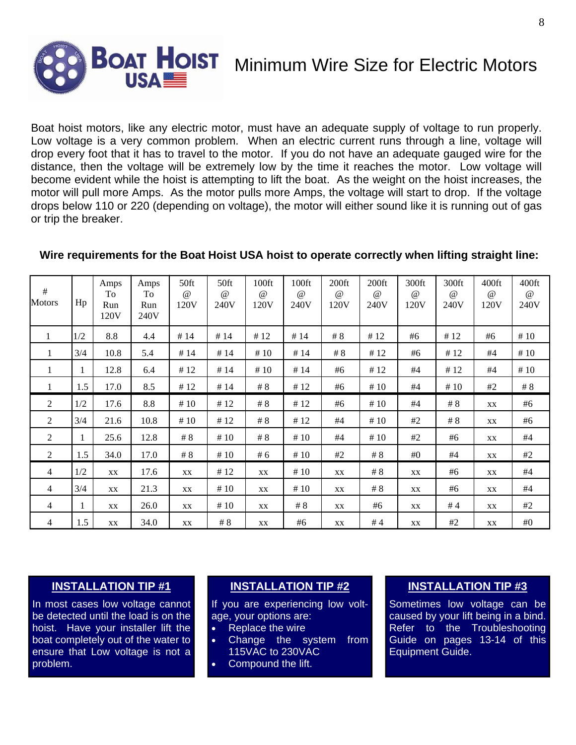# Minimum Wire Size for Electric Motors

Boat hoist motors, like any electric motor, must have an adequate supply of voltage to run properly. Low voltage is a very common problem. When an electric current runs through a line, voltage will drop every foot that it has to travel to the motor. If you do not have an adequate gauged wire for the distance, then the voltage will be extremely low by the time it reaches the motor. Low voltage will become evident while the hoist is attempting to lift the boat. As the weight on the hoist increases, the motor will pull more Amps. As the motor pulls more Amps, the voltage will start to drop. If the voltage drops below 110 or 220 (depending on voltage), the motor will either sound like it is running out of gas or trip the breaker.

**Wire requirements for the Boat Hoist USA hoist to operate correctly when lifting straight line:**

| # Motors | Hp | Amps To Run 120V | Amps To Run 240V | 50ft @ 120V | 50ft @ 240V | 100ft @ 120V | 100ft @ 240V | 200ft @ 120V | 200ft @ 240V | 300ft @ 120V | 300ft @ 240V | 400ft @ 120V | 400ft @ 240V |
|---|---|---|---|---|---|---|---|---|---|---|---|---|---|
| 1 | 1/2 | 8.8 | 4.4 | # 14 | # 14 | # 12 | # 14 | # 8 | # 12 | #6 | # 12 | #6 | # 10 |
| 1 | 3/4 | 10.8 | 5.4 | # 14 | # 14 | # 10 | # 14 | # 8 | # 12 | #6 | # 12 | #4 | # 10 |
| 1 | 1 | 12.8 | 6.4 | # 12 | # 14 | # 10 | # 14 | #6 | # 12 | #4 | # 12 | #4 | # 10 |
| 1 | 1.5 | 17.0 | 8.5 | # 12 | # 14 | # 8 | # 12 | #6 | # 10 | #4 | # 10 | #2 | # 8 |
| 2 | 1/2 | 17.6 | 8.8 | # 10 | # 12 | # 8 | # 12 | #6 | # 10 | #4 | # 8 | xx | #6 |
| 2 | 3/4 | 21.6 | 10.8 | # 10 | # 12 | # 8 | # 12 | #4 | # 10 | #2 | # 8 | xx | #6 |
| 2 | 1 | 25.6 | 12.8 | # 8 | # 10 | # 8 | # 10 | #4 | # 10 | #2 | #6 | xx | #4 |
| 2 | 1.5 | 34.0 | 17.0 | # 8 | # 10 | # 6 | # 10 | #2 | # 8 | #0 | #4 | xx | #2 |
| 4 | 1/2 | xx | 17.6 | xx | # 12 | xx | # 10 | xx | # 8 | xx | #6 | xx | #4 |
| 4 | 3/4 | xx | 21.3 | xx | # 10 | xx | # 10 | xx | # 8 | xx | #6 | xx | #4 |
| 4 | 1 | xx | 26.0 | xx | # 10 | xx | # 8 | xx | #6 | xx | # 4 | xx | #2 |
| 4 | 1.5 | xx | 34.0 | xx | # 8 | xx | #6 | xx | # 4 | xx | #2 | xx | #0 |

**INSTALLATION TIP #1**

In most cases low voltage cannot be detected until the load is on the hoist. Have your installer lift the boat completely out of the water to ensure that Low voltage is not a problem.

**INSTALLATION TIP #2**

If you are experiencing low voltage, your options are:

- Replace the wire
- Change the system from 115VAC to 230VAC
- Compound the lift.

**INSTALLATION TIP #3**

Sometimes low voltage can be caused by your lift being in a bind. Refer to the Troubleshooting Guide on pages 13-14 of this Equipment Guide.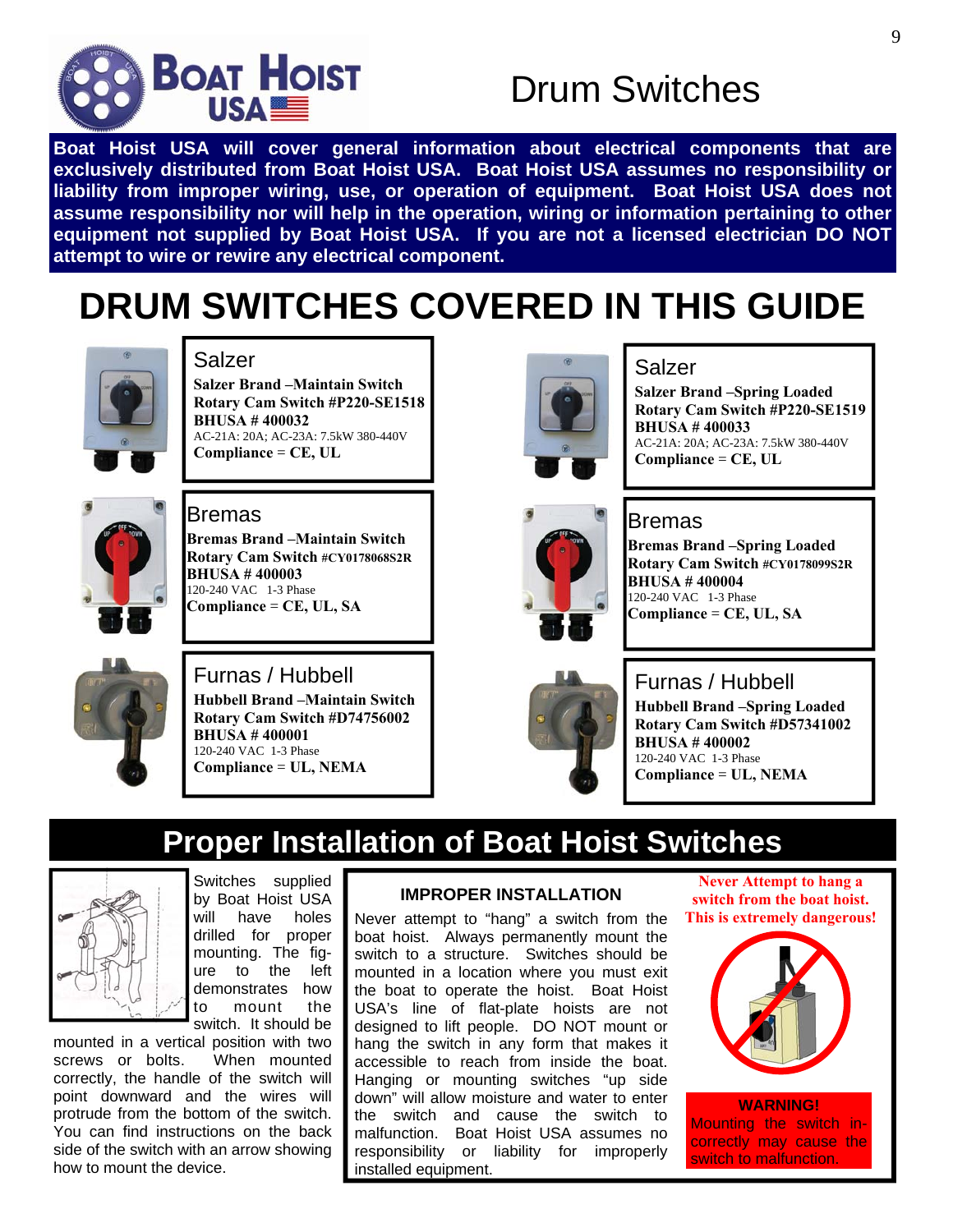# Drum Switches

**Boat Hoist USA will cover general information about electrical components that are exclusively distributed from Boat Hoist USA. Boat Hoist USA assumes no responsibility or liability from improper wiring, use, or operation of equipment. Boat Hoist USA does not assume responsibility nor will help in the operation, wiring or information pertaining to other equipment not supplied by Boat Hoist USA. If you are not a licensed electrician DO NOT attempt to wire or rewire any electrical component.**

## DRUM SWITCHES COVERED IN THIS GUIDE

### Salzer

**Salzer Brand –Maintain Switch**
**Rotary Cam Switch #P220-SE1518**
**BHUSA # 400032**
AC-21A: 20A; AC-23A: 7.5kW 380-440V
**Compliance = CE, UL**

### Salzer

**Salzer Brand –Spring Loaded**
**Rotary Cam Switch #P220-SE1519**
**BHUSA # 400033**
AC-21A: 20A; AC-23A: 7.5kW 380-440V
**Compliance = CE, UL**

### Bremas

**Bremas Brand –Maintain Switch**
**Rotary Cam Switch #CY0178068S2R**
**BHUSA # 400003**
120-240 VAC 1-3 Phase
**Compliance = CE, UL, SA**

### Bremas

**Bremas Brand –Spring Loaded**
**Rotary Cam Switch #CY0178099S2R**
**BHUSA # 400004**
120-240 VAC 1-3 Phase
**Compliance = CE, UL, SA**

### Furnas / Hubbell

**Hubbell Brand –Maintain Switch**
**Rotary Cam Switch #D74756002**
**BHUSA # 400001**
120-240 VAC 1-3 Phase
**Compliance = UL, NEMA**

### Furnas / Hubbell

**Hubbell Brand –Spring Loaded**
**Rotary Cam Switch #D57341002**
**BHUSA # 400002**
120-240 VAC 1-3 Phase
**Compliance = UL, NEMA**

## Proper Installation of Boat Hoist Switches

Switches supplied by Boat Hoist USA will have holes drilled for proper mounting. The figure to the left demonstrates how to mount the switch. It should be mounted in a vertical position with two screws or bolts. When mounted correctly, the handle of the switch will point downward and the wires will protrude from the bottom of the switch. You can find instructions on the back side of the switch with an arrow showing how to mount the device.

### IMPROPER INSTALLATION

Never attempt to "hang" a switch from the boat hoist. Always permanently mount the switch to a structure. Switches should be mounted in a location where you must exit the boat to operate the hoist. Boat Hoist USA's line of flat-plate hoists are not designed to lift people. DO NOT mount or hang the switch in any form that makes it accessible to reach from inside the boat. Hanging or mounting switches "up side down" will allow moisture and water to enter the switch and cause the switch to malfunction. Boat Hoist USA assumes no responsibility or liability for improperly installed equipment.

**Never Attempt to hang a switch from the boat hoist. This is extremely dangerous!**

**WARNING!**
Mounting the switch incorrectly may cause the switch to malfunction.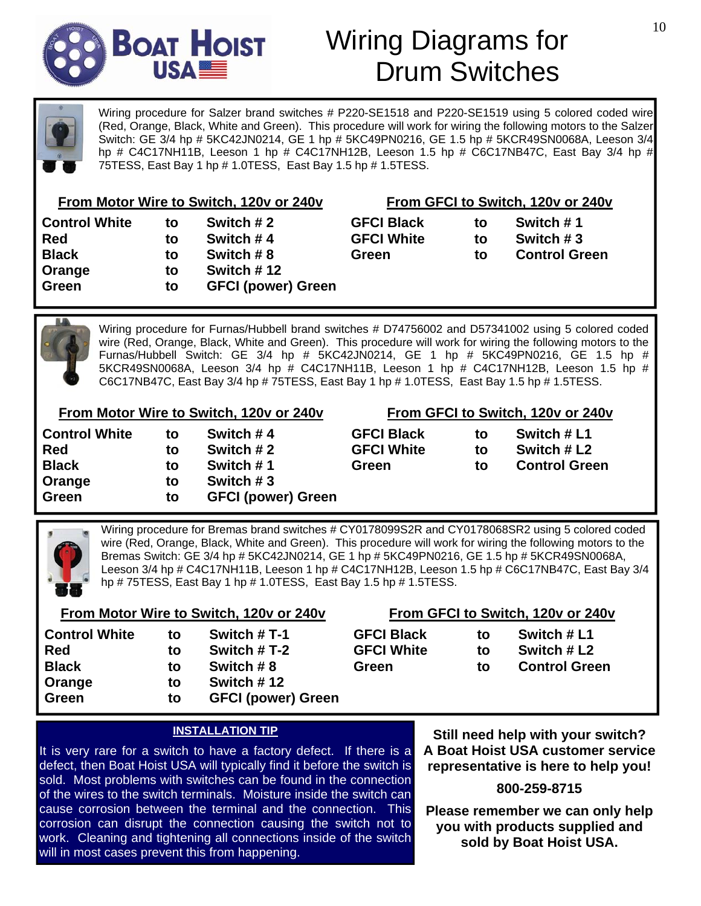# Wiring Diagrams for Drum Switches

Wiring procedure for Salzer brand switches # P220-SE1518 and P220-SE1519 using 5 colored coded wire (Red, Orange, Black, White and Green). This procedure will work for wiring the following motors to the Salzer Switch: GE 3/4 hp # 5KC42JN0214, GE 1 hp # 5KC49PN0216, GE 1.5 hp # 5KCR49SN0068A, Leeson 3/4 hp # C4C17NH11B, Leeson 1 hp # C4C17NH12B, Leeson 1.5 hp # C6C17NB47C, East Bay 3/4 hp # 75TESS, East Bay 1 hp # 1.0TESS, East Bay 1.5 hp # 1.5TESS.

**From Motor Wire to Switch, 120v or 240v**

| | | |
|---|---|---|
| **Control White** | **to** | **Switch # 2** |
| **Red** | **to** | **Switch # 4** |
| **Black** | **to** | **Switch # 8** |
| **Orange** | **to** | **Switch # 12** |
| **Green** | **to** | **GFCI (power) Green** |

**From GFCI to Switch, 120v or 240v**

| | | |
|---|---|---|
| **GFCI Black** | **to** | **Switch # 1** |
| **GFCI White** | **to** | **Switch # 3** |
| **Green** | **to** | **Control Green** |

Wiring procedure for Furnas/Hubbell brand switches # D74756002 and D57341002 using 5 colored coded wire (Red, Orange, Black, White and Green). This procedure will work for wiring the following motors to the Furnas/Hubbell Switch: GE 3/4 hp # 5KC42JN0214, GE 1 hp # 5KC49PN0216, GE 1.5 hp # 5KCR49SN0068A, Leeson 3/4 hp # C4C17NH11B, Leeson 1 hp # C4C17NH12B, Leeson 1.5 hp # C6C17NB47C, East Bay 3/4 hp # 75TESS, East Bay 1 hp # 1.0TESS, East Bay 1.5 hp # 1.5TESS.

**From Motor Wire to Switch, 120v or 240v**

| | | |
|---|---|---|
| **Control White** | **to** | **Switch # 4** |
| **Red** | **to** | **Switch # 2** |
| **Black** | **to** | **Switch # 1** |
| **Orange** | **to** | **Switch # 3** |
| **Green** | **to** | **GFCI (power) Green** |

**From GFCI to Switch, 120v or 240v**

| | | |
|---|---|---|
| **GFCI Black** | **to** | **Switch # L1** |
| **GFCI White** | **to** | **Switch # L2** |
| **Green** | **to** | **Control Green** |

Wiring procedure for Bremas brand switches # CY0178099S2R and CY0178068SR2 using 5 colored coded wire (Red, Orange, Black, White and Green). This procedure will work for wiring the following motors to the Bremas Switch: GE 3/4 hp # 5KC42JN0214, GE 1 hp # 5KC49PN0216, GE 1.5 hp # 5KCR49SN0068A, Leeson 3/4 hp # C4C17NH11B, Leeson 1 hp # C4C17NH12B, Leeson 1.5 hp # C6C17NB47C, East Bay 3/4 hp # 75TESS, East Bay 1 hp # 1.0TESS, East Bay 1.5 hp # 1.5TESS.

**From Motor Wire to Switch, 120v or 240v**

| | | |
|---|---|---|
| **Control White** | **to** | **Switch # T-1** |
| **Red** | **to** | **Switch # T-2** |
| **Black** | **to** | **Switch # 8** |
| **Orange** | **to** | **Switch # 12** |
| **Green** | **to** | **GFCI (power) Green** |

**From GFCI to Switch, 120v or 240v**

| | | |
|---|---|---|
| **GFCI Black** | **to** | **Switch # L1** |
| **GFCI White** | **to** | **Switch # L2** |
| **Green** | **to** | **Control Green** |

**INSTALLATION TIP**

It is very rare for a switch to have a factory defect. If there is a defect, then Boat Hoist USA will typically find it before the switch is sold. Most problems with switches can be found in the connection of the wires to the switch terminals. Moisture inside the switch can cause corrosion between the terminal and the connection. This corrosion can disrupt the connection causing the switch not to work. Cleaning and tightening all connections inside of the switch will in most cases prevent this from happening.

**Still need help with your switch? A Boat Hoist USA customer service representative is here to help you!**

**800-259-8715**

**Please remember we can only help you with products supplied and sold by Boat Hoist USA.**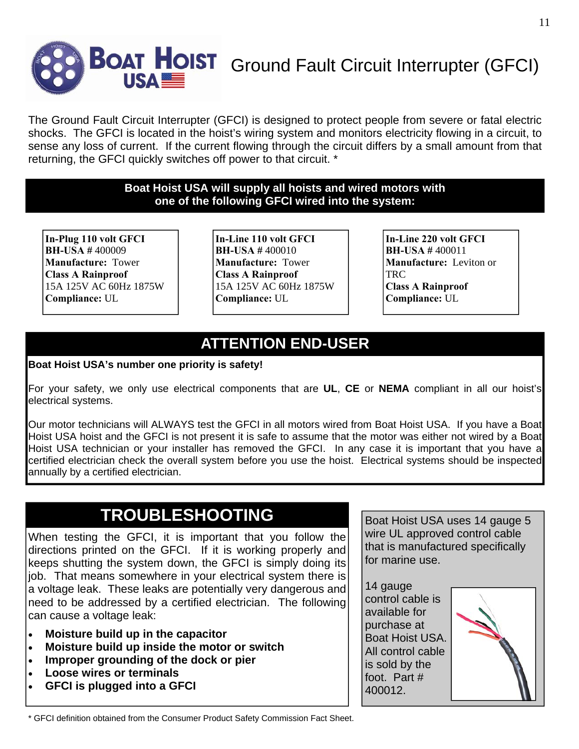# Ground Fault Circuit Interrupter (GFCI)

The Ground Fault Circuit Interrupter (GFCI) is designed to protect people from severe or fatal electric shocks. The GFCI is located in the hoist's wiring system and monitors electricity flowing in a circuit, to sense any loss of current. If the current flowing through the circuit differs by a small amount from that returning, the GFCI quickly switches off power to that circuit. *

**Boat Hoist USA will supply all hoists and wired motors with one of the following GFCI wired into the system:**

**In-Plug 110 volt GFCI**
**BH-USA #** 400009
**Manufacture:** Tower
**Class A Rainproof**
15A 125V AC 60Hz 1875W
**Compliance:** UL

**In-Line 110 volt GFCI**
**BH-USA #** 400010
**Manufacture:** Tower
**Class A Rainproof**
15A 125V AC 60Hz 1875W
**Compliance:** UL

**In-Line 220 volt GFCI**
**BH-USA #** 400011
**Manufacture:** Leviton or TRC
**Class A Rainproof**
**Compliance:** UL

## ATTENTION END-USER

**Boat Hoist USA's number one priority is safety!**

For your safety, we only use electrical components that are **UL**, **CE** or **NEMA** compliant in all our hoist's electrical systems.

Our motor technicians will ALWAYS test the GFCI in all motors wired from Boat Hoist USA. If you have a Boat Hoist USA hoist and the GFCI is not present it is safe to assume that the motor was either not wired by a Boat Hoist USA technician or your installer has removed the GFCI. In any case it is important that you have a certified electrician check the overall system before you use the hoist. Electrical systems should be inspected annually by a certified electrician.

## TROUBLESHOOTING

When testing the GFCI, it is important that you follow the directions printed on the GFCI. If it is working properly and keeps shutting the system down, the GFCI is simply doing its job. That means somewhere in your electrical system there is a voltage leak. These leaks are potentially very dangerous and need to be addressed by a certified electrician. The following can cause a voltage leak:

- **Moisture build up in the capacitor**
- **Moisture build up inside the motor or switch**
- **Improper grounding of the dock or pier**
- **Loose wires or terminals**
- **GFCI is plugged into a GFCI**

Boat Hoist USA uses 14 gauge 5 wire UL approved control cable that is manufactured specifically for marine use.

14 gauge control cable is available for purchase at Boat Hoist USA. All control cable is sold by the foot. Part # 400012.

* GFCI definition obtained from the Consumer Product Safety Commission Fact Sheet.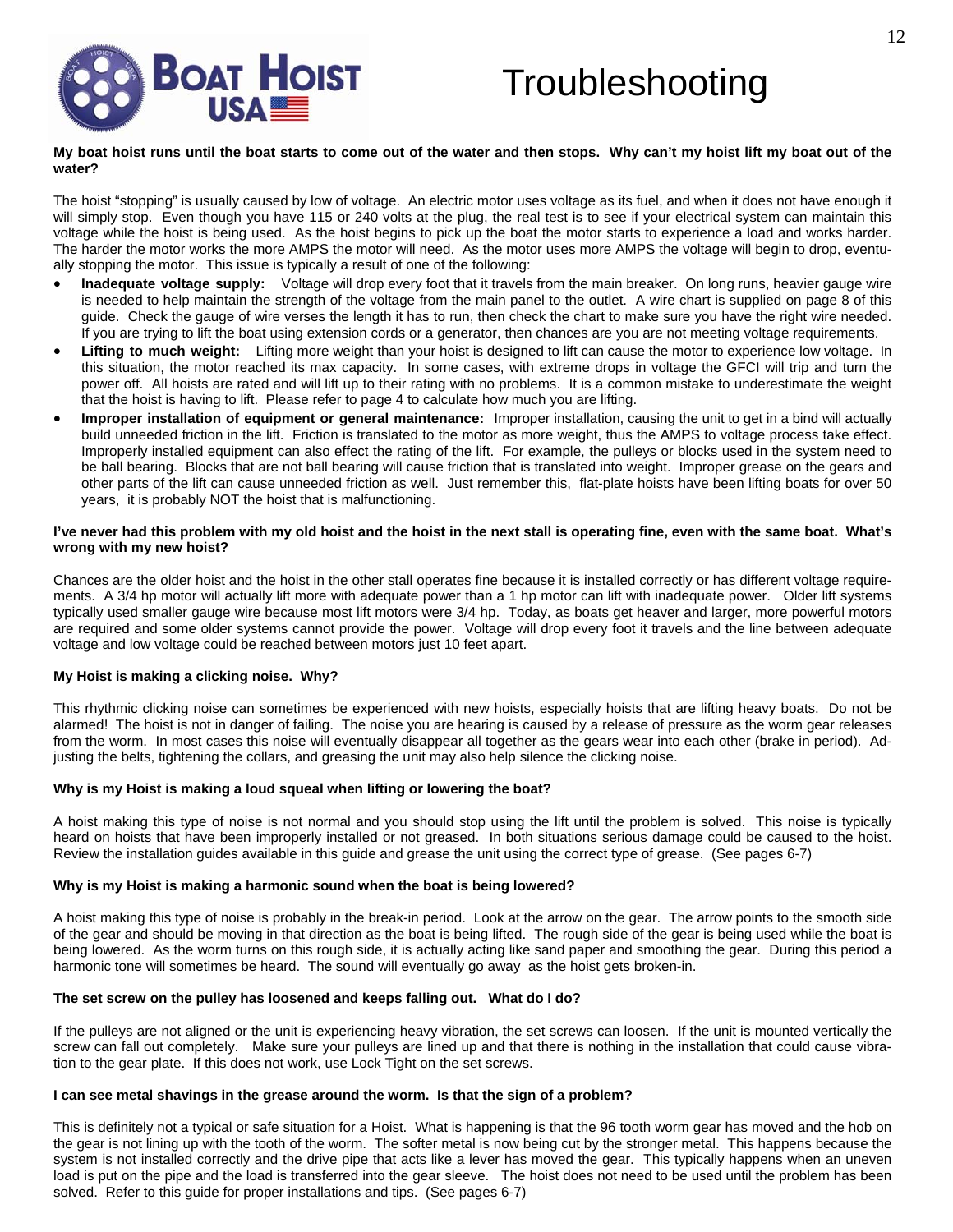# Troubleshooting

**My boat hoist runs until the boat starts to come out of the water and then stops. Why can't my hoist lift my boat out of the water?**

The hoist "stopping" is usually caused by low of voltage. An electric motor uses voltage as its fuel, and when it does not have enough it will simply stop. Even though you have 115 or 240 volts at the plug, the real test is to see if your electrical system can maintain this voltage while the hoist is being used. As the hoist begins to pick up the boat the motor starts to experience a load and works harder. The harder the motor works the more AMPS the motor will need. As the motor uses more AMPS the voltage will begin to drop, eventually stopping the motor. This issue is typically a result of one of the following:

- **Inadequate voltage supply:** Voltage will drop every foot that it travels from the main breaker. On long runs, heavier gauge wire is needed to help maintain the strength of the voltage from the main panel to the outlet. A wire chart is supplied on page 8 of this guide. Check the gauge of wire verses the length it has to run, then check the chart to make sure you have the right wire needed. If you are trying to lift the boat using extension cords or a generator, then chances are you are not meeting voltage requirements.
- **Lifting to much weight:** Lifting more weight than your hoist is designed to lift can cause the motor to experience low voltage. In this situation, the motor reached its max capacity. In some cases, with extreme drops in voltage the GFCI will trip and turn the power off. All hoists are rated and will lift up to their rating with no problems. It is a common mistake to underestimate the weight that the hoist is having to lift. Please refer to page 4 to calculate how much you are lifting.
- **Improper installation of equipment or general maintenance:** Improper installation, causing the unit to get in a bind will actually build unneeded friction in the lift. Friction is translated to the motor as more weight, thus the AMPS to voltage process take effect. Improperly installed equipment can also effect the rating of the lift. For example, the pulleys or blocks used in the system need to be ball bearing. Blocks that are not ball bearing will cause friction that is translated into weight. Improper grease on the gears and other parts of the lift can cause unneeded friction as well. Just remember this, flat-plate hoists have been lifting boats for over 50 years, it is probably NOT the hoist that is malfunctioning.

**I've never had this problem with my old hoist and the hoist in the next stall is operating fine, even with the same boat. What's wrong with my new hoist?**

Chances are the older hoist and the hoist in the other stall operates fine because it is installed correctly or has different voltage requirements. A 3/4 hp motor will actually lift more with adequate power than a 1 hp motor can lift with inadequate power. Older lift systems typically used smaller gauge wire because most lift motors were 3/4 hp. Today, as boats get heaver and larger, more powerful motors are required and some older systems cannot provide the power. Voltage will drop every foot it travels and the line between adequate voltage and low voltage could be reached between motors just 10 feet apart.

**My Hoist is making a clicking noise. Why?**

This rhythmic clicking noise can sometimes be experienced with new hoists, especially hoists that are lifting heavy boats. Do not be alarmed! The hoist is not in danger of failing. The noise you are hearing is caused by a release of pressure as the worm gear releases from the worm. In most cases this noise will eventually disappear all together as the gears wear into each other (brake in period). Adjusting the belts, tightening the collars, and greasing the unit may also help silence the clicking noise.

**Why is my Hoist is making a loud squeal when lifting or lowering the boat?**

A hoist making this type of noise is not normal and you should stop using the lift until the problem is solved. This noise is typically heard on hoists that have been improperly installed or not greased. In both situations serious damage could be caused to the hoist. Review the installation guides available in this guide and grease the unit using the correct type of grease. (See pages 6-7)

**Why is my Hoist is making a harmonic sound when the boat is being lowered?**

A hoist making this type of noise is probably in the break-in period. Look at the arrow on the gear. The arrow points to the smooth side of the gear and should be moving in that direction as the boat is being lifted. The rough side of the gear is being used while the boat is being lowered. As the worm turns on this rough side, it is actually acting like sand paper and smoothing the gear. During this period a harmonic tone will sometimes be heard. The sound will eventually go away as the hoist gets broken-in.

**The set screw on the pulley has loosened and keeps falling out. What do I do?**

If the pulleys are not aligned or the unit is experiencing heavy vibration, the set screws can loosen. If the unit is mounted vertically the screw can fall out completely. Make sure your pulleys are lined up and that there is nothing in the installation that could cause vibration to the gear plate. If this does not work, use Lock Tight on the set screws.

**I can see metal shavings in the grease around the worm. Is that the sign of a problem?**

This is definitely not a typical or safe situation for a Hoist. What is happening is that the 96 tooth worm gear has moved and the hob on the gear is not lining up with the tooth of the worm. The softer metal is now being cut by the stronger metal. This happens because the system is not installed correctly and the drive pipe that acts like a lever has moved the gear. This typically happens when an uneven load is put on the pipe and the load is transferred into the gear sleeve. The hoist does not need to be used until the problem has been solved. Refer to this guide for proper installations and tips. (See pages 6-7)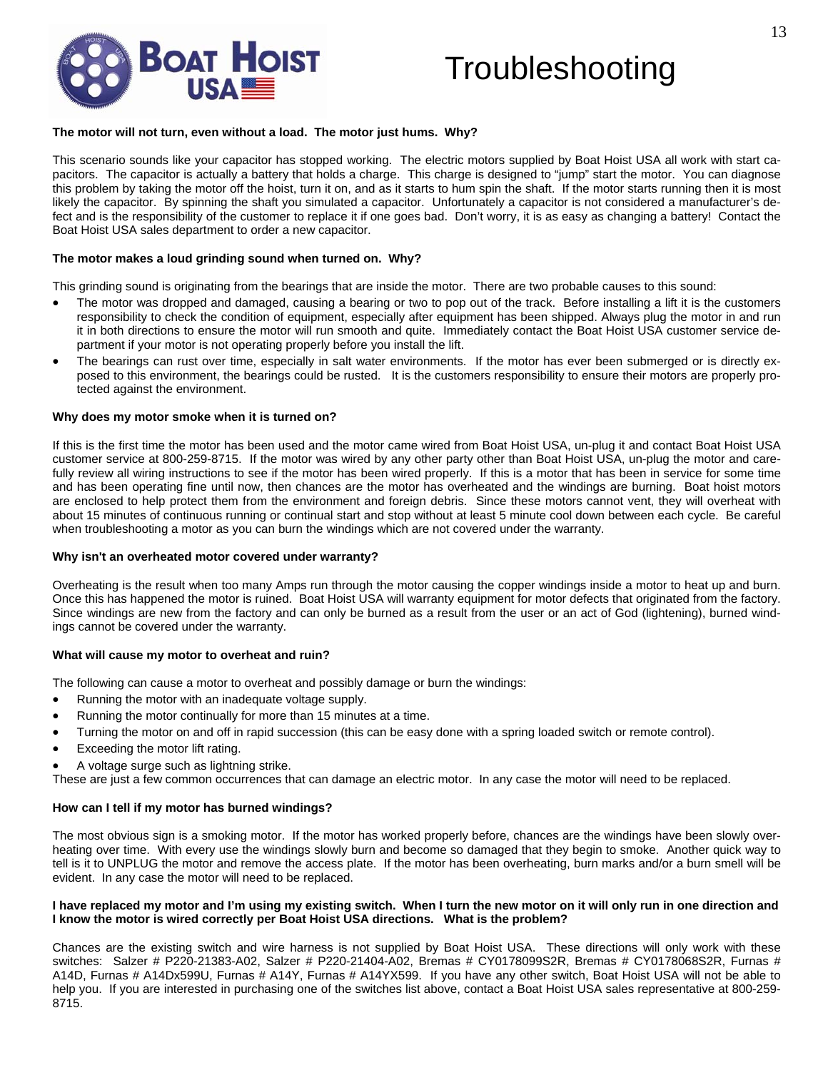# Troubleshooting

**The motor will not turn, even without a load. The motor just hums. Why?**

This scenario sounds like your capacitor has stopped working. The electric motors supplied by Boat Hoist USA all work with start capacitors. The capacitor is actually a battery that holds a charge. This charge is designed to "jump" start the motor. You can diagnose this problem by taking the motor off the hoist, turn it on, and as it starts to hum spin the shaft. If the motor starts running then it is most likely the capacitor. By spinning the shaft you simulated a capacitor. Unfortunately a capacitor is not considered a manufacturer's defect and is the responsibility of the customer to replace it if one goes bad. Don't worry, it is as easy as changing a battery! Contact the Boat Hoist USA sales department to order a new capacitor.

**The motor makes a loud grinding sound when turned on. Why?**

This grinding sound is originating from the bearings that are inside the motor. There are two probable causes to this sound:

- The motor was dropped and damaged, causing a bearing or two to pop out of the track. Before installing a lift it is the customers responsibility to check the condition of equipment, especially after equipment has been shipped. Always plug the motor in and run it in both directions to ensure the motor will run smooth and quite. Immediately contact the Boat Hoist USA customer service department if your motor is not operating properly before you install the lift.
- The bearings can rust over time, especially in salt water environments. If the motor has ever been submerged or is directly exposed to this environment, the bearings could be rusted. It is the customers responsibility to ensure their motors are properly protected against the environment.

**Why does my motor smoke when it is turned on?**

If this is the first time the motor has been used and the motor came wired from Boat Hoist USA, un-plug it and contact Boat Hoist USA customer service at 800-259-8715. If the motor was wired by any other party other than Boat Hoist USA, un-plug the motor and carefully review all wiring instructions to see if the motor has been wired properly. If this is a motor that has been in service for some time and has been operating fine until now, then chances are the motor has overheated and the windings are burning. Boat hoist motors are enclosed to help protect them from the environment and foreign debris. Since these motors cannot vent, they will overheat with about 15 minutes of continuous running or continual start and stop without at least 5 minute cool down between each cycle. Be careful when troubleshooting a motor as you can burn the windings which are not covered under the warranty.

**Why isn't an overheated motor covered under warranty?**

Overheating is the result when too many Amps run through the motor causing the copper windings inside a motor to heat up and burn. Once this has happened the motor is ruined. Boat Hoist USA will warranty equipment for motor defects that originated from the factory. Since windings are new from the factory and can only be burned as a result from the user or an act of God (lightening), burned windings cannot be covered under the warranty.

**What will cause my motor to overheat and ruin?**

The following can cause a motor to overheat and possibly damage or burn the windings:

- Running the motor with an inadequate voltage supply.
- Running the motor continually for more than 15 minutes at a time.
- Turning the motor on and off in rapid succession (this can be easy done with a spring loaded switch or remote control).
- Exceeding the motor lift rating.
- A voltage surge such as lightning strike.

These are just a few common occurrences that can damage an electric motor. In any case the motor will need to be replaced.

**How can I tell if my motor has burned windings?**

The most obvious sign is a smoking motor. If the motor has worked properly before, chances are the windings have been slowly overheating over time. With every use the windings slowly burn and become so damaged that they begin to smoke. Another quick way to tell is it to UNPLUG the motor and remove the access plate. If the motor has been overheating, burn marks and/or a burn smell will be evident. In any case the motor will need to be replaced.

**I have replaced my motor and I'm using my existing switch. When I turn the new motor on it will only run in one direction and I know the motor is wired correctly per Boat Hoist USA directions. What is the problem?**

Chances are the existing switch and wire harness is not supplied by Boat Hoist USA. These directions will only work with these switches: Salzer # P220-21383-A02, Salzer # P220-21404-A02, Bremas # CY0178099S2R, Bremas # CY0178068S2R, Furnas # A14D, Furnas # A14Dx599U, Furnas # A14Y, Furnas # A14YX599. If you have any other switch, Boat Hoist USA will not be able to help you. If you are interested in purchasing one of the switches list above, contact a Boat Hoist USA sales representative at 800-259-8715.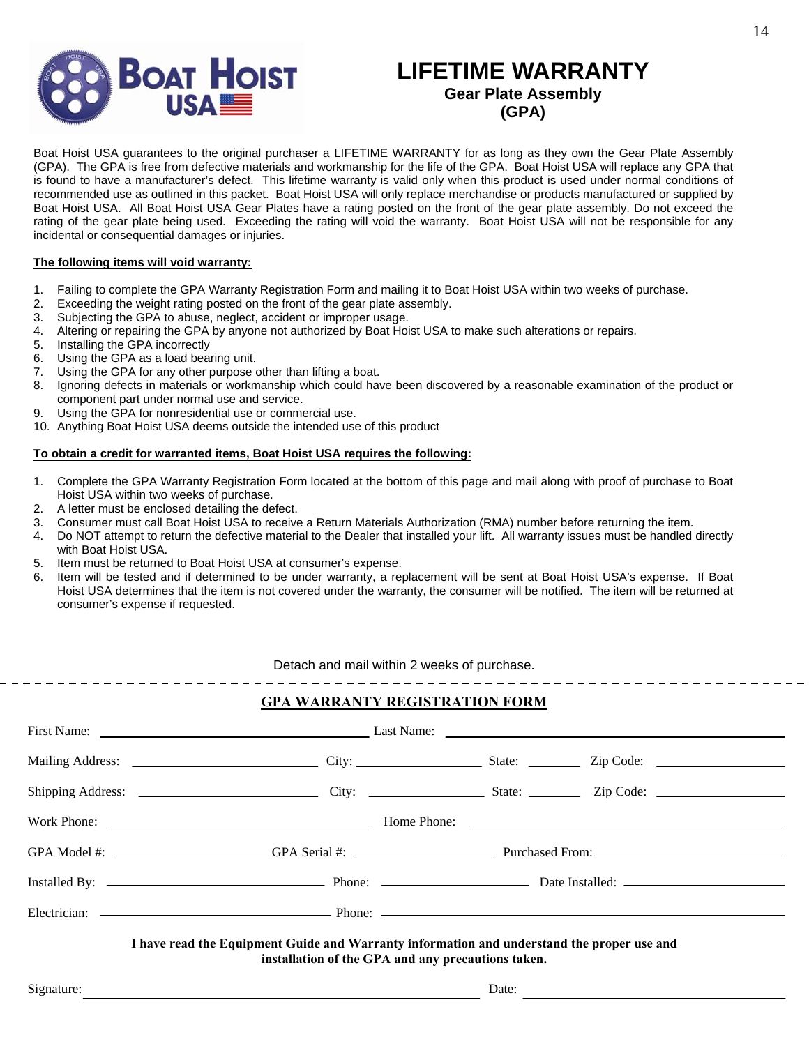# LIFETIME WARRANTY

## Gear Plate Assembly (GPA)

Boat Hoist USA guarantees to the original purchaser a LIFETIME WARRANTY for as long as they own the Gear Plate Assembly (GPA). The GPA is free from defective materials and workmanship for the life of the GPA. Boat Hoist USA will replace any GPA that is found to have a manufacturer's defect. This lifetime warranty is valid only when this product is used under normal conditions of recommended use as outlined in this packet. Boat Hoist USA will only replace merchandise or products manufactured or supplied by Boat Hoist USA. All Boat Hoist USA Gear Plates have a rating posted on the front of the gear plate assembly. Do not exceed the rating of the gear plate being used. Exceeding the rating will void the warranty. Boat Hoist USA will not be responsible for any incidental or consequential damages or injuries.

**The following items will void warranty:**

1. Failing to complete the GPA Warranty Registration Form and mailing it to Boat Hoist USA within two weeks of purchase.
2. Exceeding the weight rating posted on the front of the gear plate assembly.
3. Subjecting the GPA to abuse, neglect, accident or improper usage.
4. Altering or repairing the GPA by anyone not authorized by Boat Hoist USA to make such alterations or repairs.
5. Installing the GPA incorrectly
6. Using the GPA as a load bearing unit.
7. Using the GPA for any other purpose other than lifting a boat.
8. Ignoring defects in materials or workmanship which could have been discovered by a reasonable examination of the product or component part under normal use and service.
9. Using the GPA for nonresidential use or commercial use.
10. Anything Boat Hoist USA deems outside the intended use of this product

**To obtain a credit for warranted items, Boat Hoist USA requires the following:**

1. Complete the GPA Warranty Registration Form located at the bottom of this page and mail along with proof of purchase to Boat Hoist USA within two weeks of purchase.
2. A letter must be enclosed detailing the defect.
3. Consumer must call Boat Hoist USA to receive a Return Materials Authorization (RMA) number before returning the item.
4. Do NOT attempt to return the defective material to the Dealer that installed your lift. All warranty issues must be handled directly with Boat Hoist USA.
5. Item must be returned to Boat Hoist USA at consumer's expense.
6. Item will be tested and if determined to be under warranty, a replacement will be sent at Boat Hoist USA's expense. If Boat Hoist USA determines that the item is not covered under the warranty, the consumer will be notified. The item will be returned at consumer's expense if requested.

Detach and mail within 2 weeks of purchase.

---

## GPA WARRANTY REGISTRATION FORM

First Name: ______________________ Last Name: ______________________

Mailing Address: ______________________ City: ______________ State: ________ Zip Code: ______________

Shipping Address: ______________________ City: ______________ State: ________ Zip Code: ______________

Work Phone: ______________________ Home Phone: ______________________

GPA Model #: ______________ GPA Serial #: ______________ Purchased From: ______________

Installed By: ______________________ Phone: ______________ Date Installed: ______________

Electrician: ______________________ Phone: ______________________

**I have read the Equipment Guide and Warranty information and understand the proper use and installation of the GPA and any precautions taken.**

Signature: ______________________________ Date: ______________________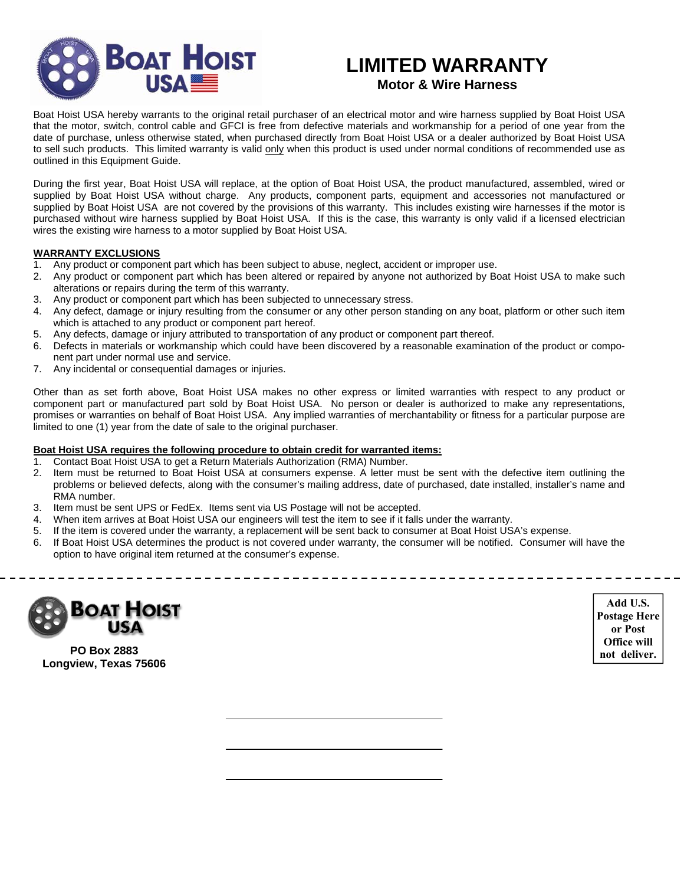# LIMITED WARRANTY

## Motor & Wire Harness

Boat Hoist USA hereby warrants to the original retail purchaser of an electrical motor and wire harness supplied by Boat Hoist USA that the motor, switch, control cable and GFCI is free from defective materials and workmanship for a period of one year from the date of purchase, unless otherwise stated, when purchased directly from Boat Hoist USA or a dealer authorized by Boat Hoist USA to sell such products. This limited warranty is valid only when this product is used under normal conditions of recommended use as outlined in this Equipment Guide.

During the first year, Boat Hoist USA will replace, at the option of Boat Hoist USA, the product manufactured, assembled, wired or supplied by Boat Hoist USA without charge. Any products, component parts, equipment and accessories not manufactured or supplied by Boat Hoist USA are not covered by the provisions of this warranty. This includes existing wire harnesses if the motor is purchased without wire harness supplied by Boat Hoist USA. If this is the case, this warranty is only valid if a licensed electrician wires the existing wire harness to a motor supplied by Boat Hoist USA.

**WARRANTY EXCLUSIONS**

1. Any product or component part which has been subject to abuse, neglect, accident or improper use.
2. Any product or component part which has been altered or repaired by anyone not authorized by Boat Hoist USA to make such alterations or repairs during the term of this warranty.
3. Any product or component part which has been subjected to unnecessary stress.
4. Any defect, damage or injury resulting from the consumer or any other person standing on any boat, platform or other such item which is attached to any product or component part hereof.
5. Any defects, damage or injury attributed to transportation of any product or component part thereof.
6. Defects in materials or workmanship which could have been discovered by a reasonable examination of the product or component part under normal use and service.
7. Any incidental or consequential damages or injuries.

Other than as set forth above, Boat Hoist USA makes no other express or limited warranties with respect to any product or component part or manufactured part sold by Boat Hoist USA. No person or dealer is authorized to make any representations, promises or warranties on behalf of Boat Hoist USA. Any implied warranties of merchantability or fitness for a particular purpose are limited to one (1) year from the date of sale to the original purchaser.

**Boat Hoist USA requires the following procedure to obtain credit for warranted items:**

1. Contact Boat Hoist USA to get a Return Materials Authorization (RMA) Number.
2. Item must be returned to Boat Hoist USA at consumers expense. A letter must be sent with the defective item outlining the problems or believed defects, along with the consumer's mailing address, date of purchased, date installed, installer's name and RMA number.
3. Item must be sent UPS or FedEx. Items sent via US Postage will not be accepted.
4. When item arrives at Boat Hoist USA our engineers will test the item to see if it falls under the warranty.
5. If the item is covered under the warranty, a replacement will be sent back to consumer at Boat Hoist USA's expense.
6. If Boat Hoist USA determines the product is not covered under warranty, the consumer will be notified. Consumer will have the option to have original item returned at the consumer's expense.

---

**PO Box 2883**
**Longview, Texas 75606**

**Add U.S. Postage Here or Post Office will not deliver.**

\_\_\_\_\_\_\_\_\_\_\_\_\_\_\_\_\_\_\_\_\_\_\_\_\_\_\_\_\_\_\_\_

\_\_\_\_\_\_\_\_\_\_\_\_\_\_\_\_\_\_\_\_\_\_\_\_\_\_\_\_\_\_\_\_

\_\_\_\_\_\_\_\_\_\_\_\_\_\_\_\_\_\_\_\_\_\_\_\_\_\_\_\_\_\_\_\_